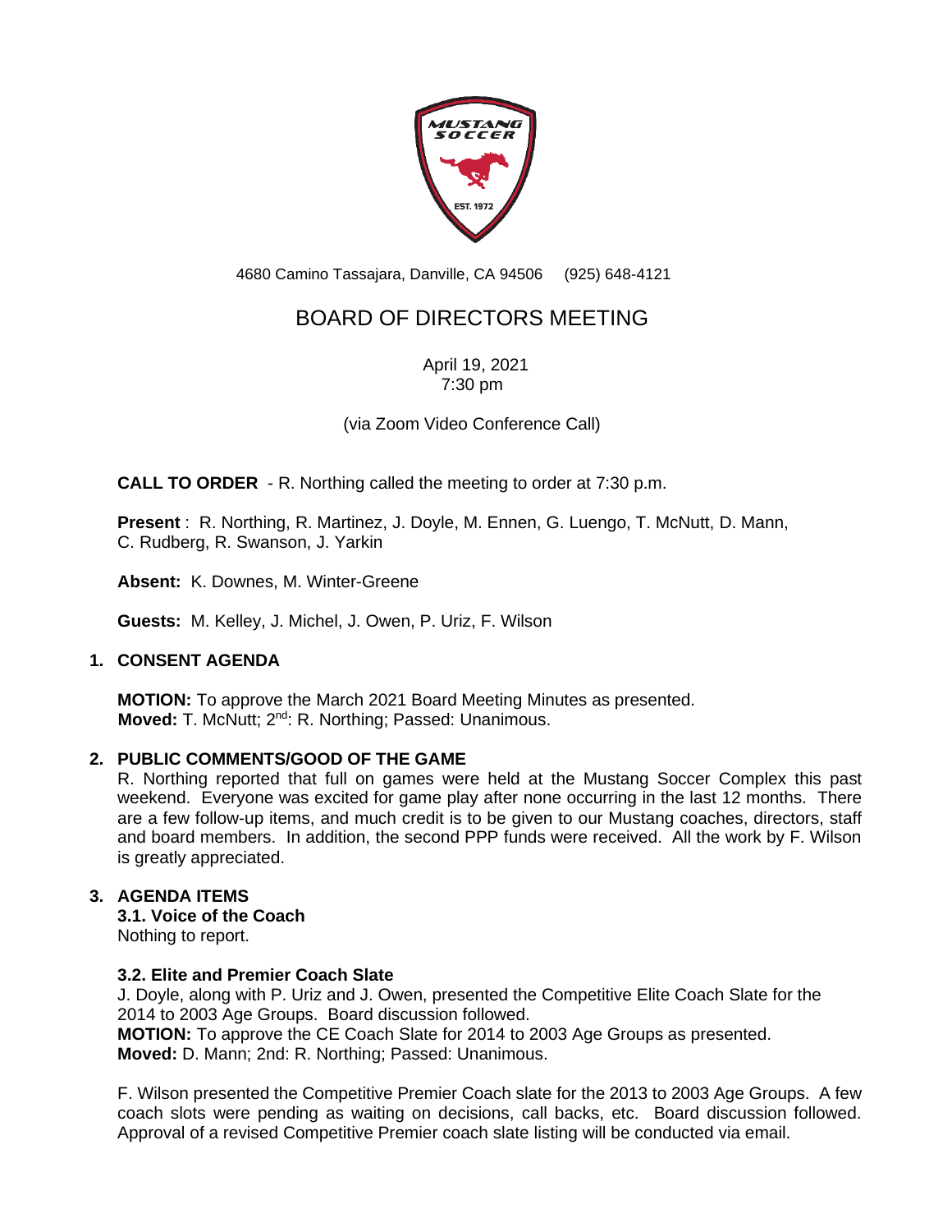4680 Camino Tassajara, Danville, CA 94506     (925) 648-4121

# BOARD OF DIRECTORS MEETING

April 19, 2021
7:30 pm

(via Zoom Video Conference Call)

**CALL TO ORDER** - R. Northing called the meeting to order at 7:30 p.m.

**Present** : R. Northing, R. Martinez, J. Doyle, M. Ennen, G. Luengo, T. McNutt, D. Mann, C. Rudberg, R. Swanson, J. Yarkin

**Absent:** K. Downes, M. Winter-Greene

**Guests:** M. Kelley, J. Michel, J. Owen, P. Uriz, F. Wilson

## 1. CONSENT AGENDA

**MOTION:** To approve the March 2021 Board Meeting Minutes as presented.
**Moved:** T. McNutt; 2nd: R. Northing; Passed: Unanimous.

## 2. PUBLIC COMMENTS/GOOD OF THE GAME

R. Northing reported that full on games were held at the Mustang Soccer Complex this past weekend. Everyone was excited for game play after none occurring in the last 12 months. There are a few follow-up items, and much credit is to be given to our Mustang coaches, directors, staff and board members. In addition, the second PPP funds were received. All the work by F. Wilson is greatly appreciated.

## 3. AGENDA ITEMS

### 3.1. Voice of the Coach

Nothing to report.

### 3.2. Elite and Premier Coach Slate

J. Doyle, along with P. Uriz and J. Owen, presented the Competitive Elite Coach Slate for the 2014 to 2003 Age Groups. Board discussion followed.
**MOTION:** To approve the CE Coach Slate for 2014 to 2003 Age Groups as presented.
**Moved:** D. Mann; 2nd: R. Northing; Passed: Unanimous.

F. Wilson presented the Competitive Premier Coach slate for the 2013 to 2003 Age Groups. A few coach slots were pending as waiting on decisions, call backs, etc. Board discussion followed. Approval of a revised Competitive Premier coach slate listing will be conducted via email.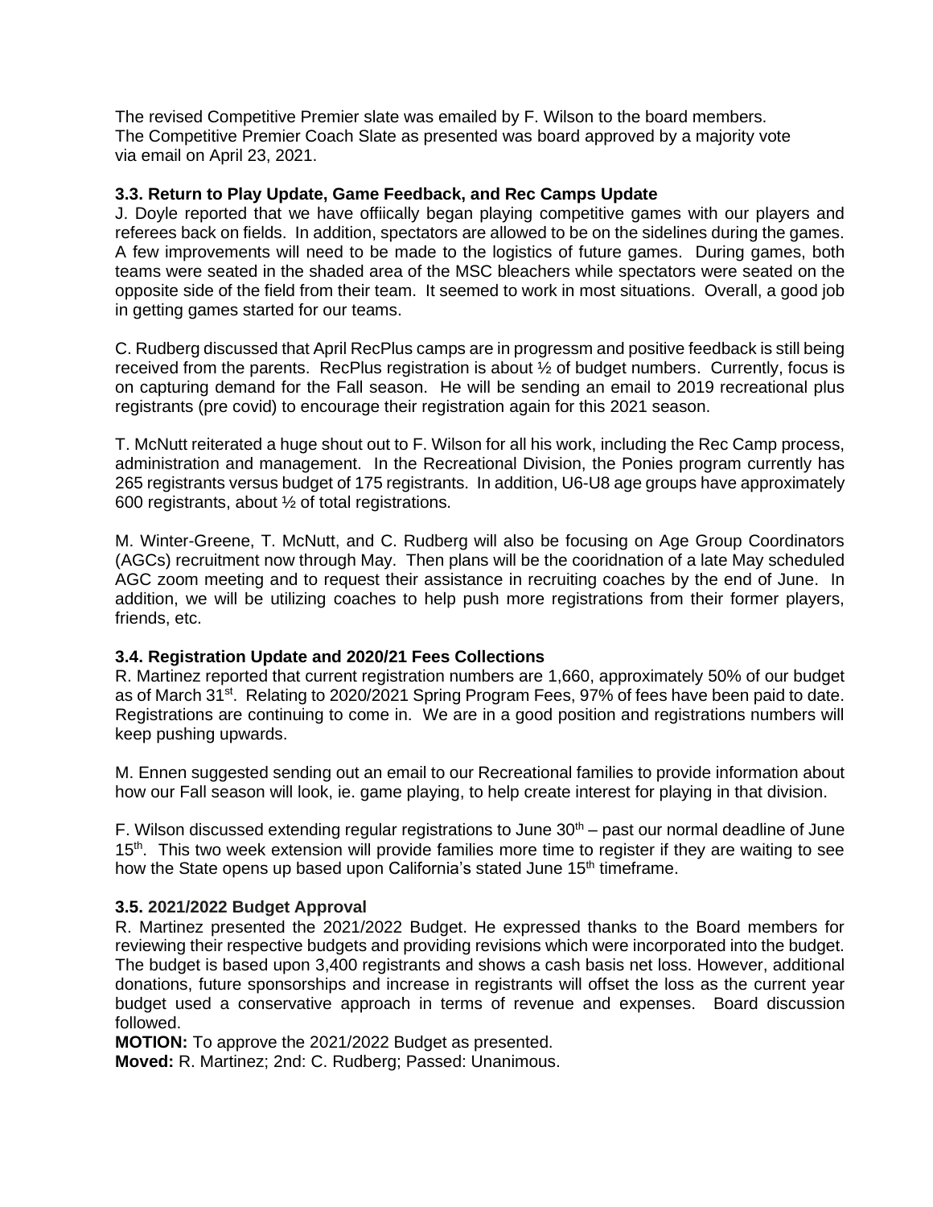The revised Competitive Premier slate was emailed by F. Wilson to the board members. The Competitive Premier Coach Slate as presented was board approved by a majority vote via email on April 23, 2021.

### 3.3. Return to Play Update, Game Feedback, and Rec Camps Update

J. Doyle reported that we have offiically began playing competitive games with our players and referees back on fields. In addition, spectators are allowed to be on the sidelines during the games. A few improvements will need to be made to the logistics of future games. During games, both teams were seated in the shaded area of the MSC bleachers while spectators were seated on the opposite side of the field from their team. It seemed to work in most situations. Overall, a good job in getting games started for our teams.

C. Rudberg discussed that April RecPlus camps are in progressm and positive feedback is still being received from the parents. RecPlus registration is about ½ of budget numbers. Currently, focus is on capturing demand for the Fall season. He will be sending an email to 2019 recreational plus registrants (pre covid) to encourage their registration again for this 2021 season.

T. McNutt reiterated a huge shout out to F. Wilson for all his work, including the Rec Camp process, administration and management. In the Recreational Division, the Ponies program currently has 265 registrants versus budget of 175 registrants. In addition, U6-U8 age groups have approximately 600 registrants, about ½ of total registrations.

M. Winter-Greene, T. McNutt, and C. Rudberg will also be focusing on Age Group Coordinators (AGCs) recruitment now through May. Then plans will be the cooridnation of a late May scheduled AGC zoom meeting and to request their assistance in recruiting coaches by the end of June. In addition, we will be utilizing coaches to help push more registrations from their former players, friends, etc.

### 3.4. Registration Update and 2020/21 Fees Collections

R. Martinez reported that current registration numbers are 1,660, approximately 50% of our budget as of March 31st. Relating to 2020/2021 Spring Program Fees, 97% of fees have been paid to date. Registrations are continuing to come in. We are in a good position and registrations numbers will keep pushing upwards.

M. Ennen suggested sending out an email to our Recreational families to provide information about how our Fall season will look, ie. game playing, to help create interest for playing in that division.

F. Wilson discussed extending regular registrations to June 30th – past our normal deadline of June 15th. This two week extension will provide families more time to register if they are waiting to see how the State opens up based upon California's stated June 15th timeframe.

### 3.5. 2021/2022 Budget Approval

R. Martinez presented the 2021/2022 Budget. He expressed thanks to the Board members for reviewing their respective budgets and providing revisions which were incorporated into the budget. The budget is based upon 3,400 registrants and shows a cash basis net loss. However, additional donations, future sponsorships and increase in registrants will offset the loss as the current year budget used a conservative approach in terms of revenue and expenses. Board discussion followed.

**MOTION:** To approve the 2021/2022 Budget as presented.
**Moved:** R. Martinez; 2nd: C. Rudberg; Passed: Unanimous.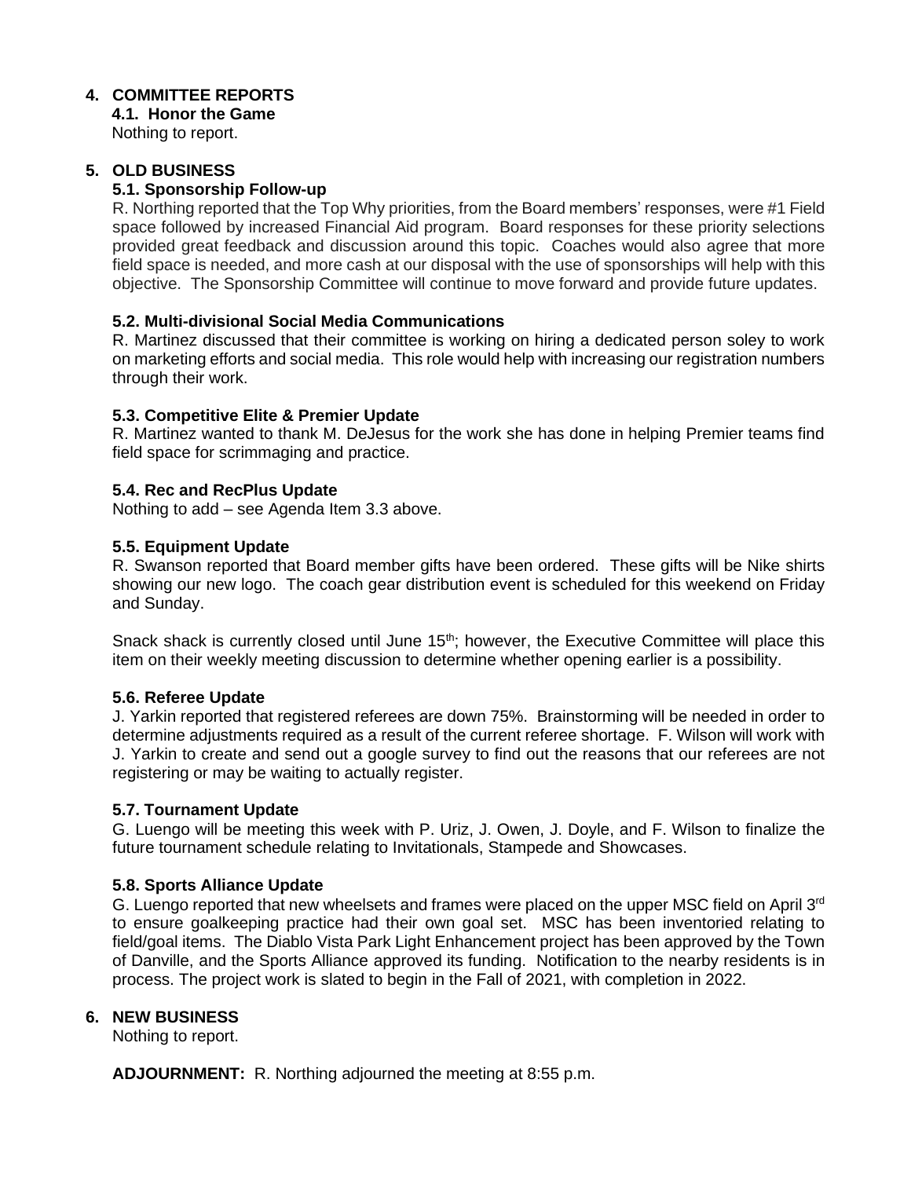## 4. COMMITTEE REPORTS

### 4.1. Honor the Game

Nothing to report.

## 5. OLD BUSINESS

### 5.1. Sponsorship Follow-up

R. Northing reported that the Top Why priorities, from the Board members' responses, were #1 Field space followed by increased Financial Aid program. Board responses for these priority selections provided great feedback and discussion around this topic. Coaches would also agree that more field space is needed, and more cash at our disposal with the use of sponsorships will help with this objective. The Sponsorship Committee will continue to move forward and provide future updates.

### 5.2. Multi-divisional Social Media Communications

R. Martinez discussed that their committee is working on hiring a dedicated person soley to work on marketing efforts and social media. This role would help with increasing our registration numbers through their work.

### 5.3. Competitive Elite & Premier Update

R. Martinez wanted to thank M. DeJesus for the work she has done in helping Premier teams find field space for scrimmaging and practice.

### 5.4. Rec and RecPlus Update

Nothing to add – see Agenda Item 3.3 above.

### 5.5. Equipment Update

R. Swanson reported that Board member gifts have been ordered. These gifts will be Nike shirts showing our new logo. The coach gear distribution event is scheduled for this weekend on Friday and Sunday.

Snack shack is currently closed until June 15th; however, the Executive Committee will place this item on their weekly meeting discussion to determine whether opening earlier is a possibility.

### 5.6. Referee Update

J. Yarkin reported that registered referees are down 75%. Brainstorming will be needed in order to determine adjustments required as a result of the current referee shortage. F. Wilson will work with J. Yarkin to create and send out a google survey to find out the reasons that our referees are not registering or may be waiting to actually register.

### 5.7. Tournament Update

G. Luengo will be meeting this week with P. Uriz, J. Owen, J. Doyle, and F. Wilson to finalize the future tournament schedule relating to Invitationals, Stampede and Showcases.

### 5.8. Sports Alliance Update

G. Luengo reported that new wheelsets and frames were placed on the upper MSC field on April 3rd to ensure goalkeeping practice had their own goal set. MSC has been inventoried relating to field/goal items. The Diablo Vista Park Light Enhancement project has been approved by the Town of Danville, and the Sports Alliance approved its funding. Notification to the nearby residents is in process. The project work is slated to begin in the Fall of 2021, with completion in 2022.

## 6. NEW BUSINESS

Nothing to report.

**ADJOURNMENT:** R. Northing adjourned the meeting at 8:55 p.m.